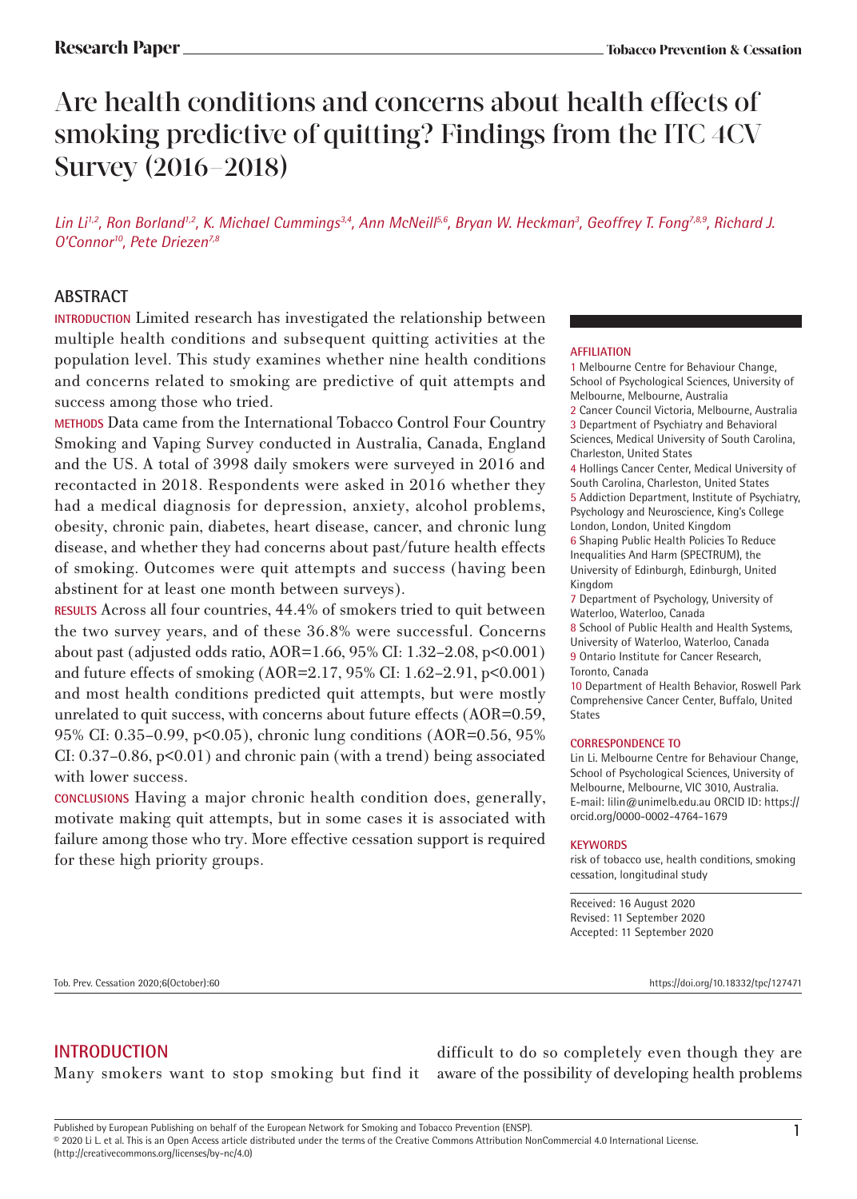# Are health conditions and concerns about health effects of smoking predictive of quitting? Findings from the ITC 4CV Survey (2016–2018)

*Lin Li[1,2], Ron Borland[1,2], K. Michael Cummings[3,4], Ann McNeill[5,6], Bryan W. Heckman[3], Geoffrey T. Fong[7,8,9], Richard J. O'Connor[10], Pete Driezen[7,8]*

## ABSTRACT

**INTRODUCTION** Limited research has investigated the relationship between multiple health conditions and subsequent quitting activities at the population level. This study examines whether nine health conditions and concerns related to smoking are predictive of quit attempts and success among those who tried.

**METHODS** Data came from the International Tobacco Control Four Country Smoking and Vaping Survey conducted in Australia, Canada, England and the US. A total of 3998 daily smokers were surveyed in 2016 and recontacted in 2018. Respondents were asked in 2016 whether they had a medical diagnosis for depression, anxiety, alcohol problems, obesity, chronic pain, diabetes, heart disease, cancer, and chronic lung disease, and whether they had concerns about past/future health effects of smoking. Outcomes were quit attempts and success (having been abstinent for at least one month between surveys).

**RESULTS** Across all four countries, 44.4% of smokers tried to quit between the two survey years, and of these 36.8% were successful. Concerns about past (adjusted odds ratio, AOR=1.66, 95% CI: 1.32–2.08, $p<0.001$) and future effects of smoking (AOR=2.17, 95% CI: 1.62–2.91, $p<0.001$) and most health conditions predicted quit attempts, but were mostly unrelated to quit success, with concerns about future effects (AOR=0.59, 95% CI: 0.35–0.99, $p<0.05$), chronic lung conditions (AOR=0.56, 95% CI: 0.37–0.86, $p<0.01$) and chronic pain (with a trend) being associated with lower success.

**CONCLUSIONS** Having a major chronic health condition does, generally, motivate making quit attempts, but in some cases it is associated with failure among those who try. More effective cessation support is required for these high priority groups.

**AFFILIATION**

1 Melbourne Centre for Behaviour Change, School of Psychological Sciences, University of Melbourne, Melbourne, Australia
2 Cancer Council Victoria, Melbourne, Australia
3 Department of Psychiatry and Behavioral Sciences, Medical University of South Carolina, Charleston, United States
4 Hollings Cancer Center, Medical University of South Carolina, Charleston, United States
5 Addiction Department, Institute of Psychiatry, Psychology and Neuroscience, King's College London, London, United Kingdom
6 Shaping Public Health Policies To Reduce Inequalities And Harm (SPECTRUM), the University of Edinburgh, Edinburgh, United Kingdom
7 Department of Psychology, University of Waterloo, Waterloo, Canada
8 School of Public Health and Health Systems, University of Waterloo, Waterloo, Canada
9 Ontario Institute for Cancer Research, Toronto, Canada
10 Department of Health Behavior, Roswell Park Comprehensive Cancer Center, Buffalo, United States

**CORRESPONDENCE TO**

Lin Li. Melbourne Centre for Behaviour Change, School of Psychological Sciences, University of Melbourne, Melbourne, VIC 3010, Australia. E-mail: lilin@unimelb.edu.au ORCID ID: https://orcid.org/0000-0002-4764-1679

**KEYWORDS**

risk of tobacco use, health conditions, smoking cessation, longitudinal study

Received: 16 August 2020
Revised: 11 September 2020
Accepted: 11 September 2020

## INTRODUCTION

Many smokers want to stop smoking but find it difficult to do so completely even though they are aware of the possibility of developing health problems

Published by European Publishing on behalf of the European Network for Smoking and Tobacco Prevention (ENSP).
© 2020 Li L. et al. This is an Open Access article distributed under the terms of the Creative Commons Attribution NonCommercial 4.0 International License. (http://creativecommons.org/licenses/by-nc/4.0)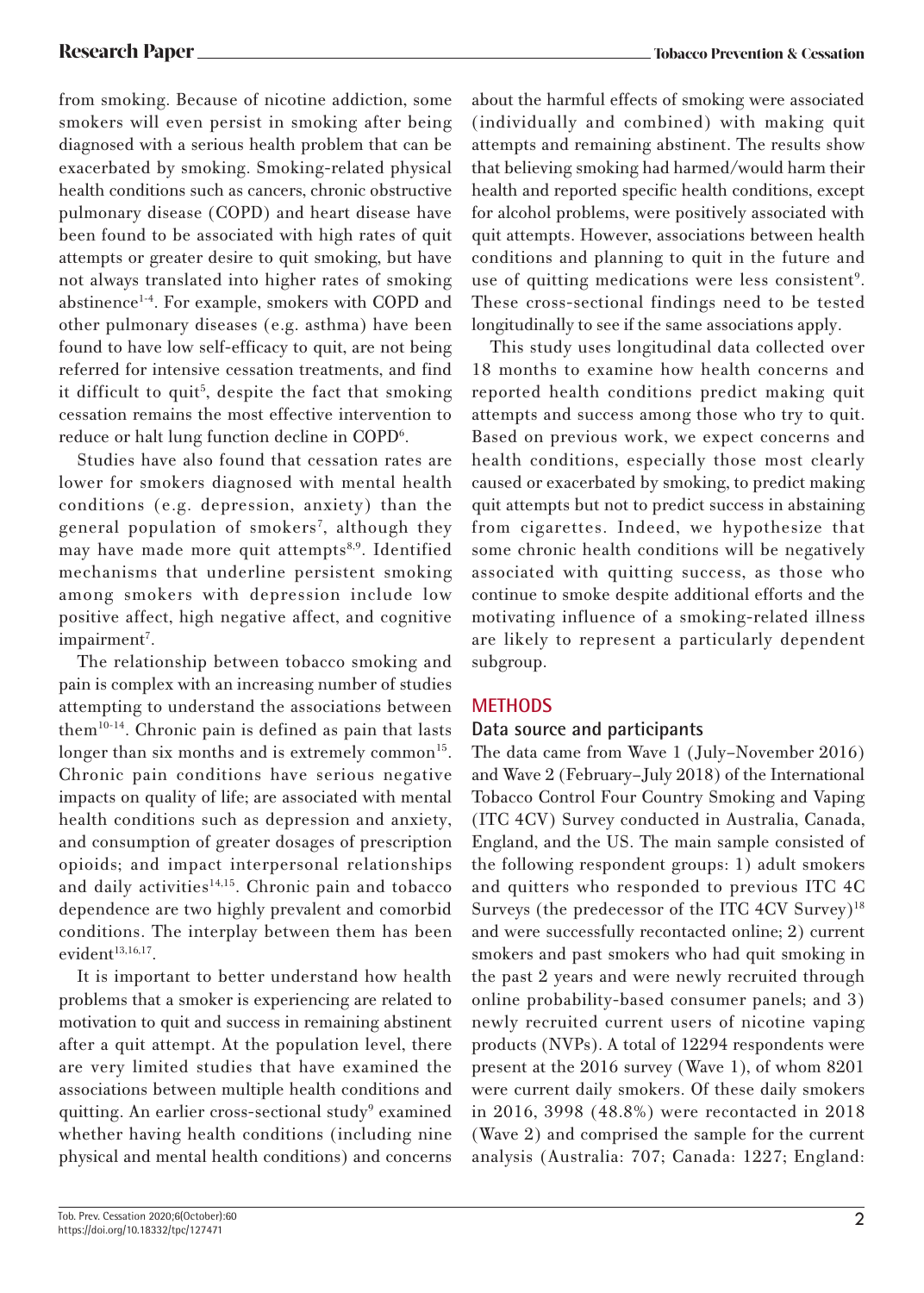from smoking. Because of nicotine addiction, some smokers will even persist in smoking after being diagnosed with a serious health problem that can be exacerbated by smoking. Smoking-related physical health conditions such as cancers, chronic obstructive pulmonary disease (COPD) and heart disease have been found to be associated with high rates of quit attempts or greater desire to quit smoking, but have not always translated into higher rates of smoking abstinence[1-4]. For example, smokers with COPD and other pulmonary diseases (e.g. asthma) have been found to have low self-efficacy to quit, are not being referred for intensive cessation treatments, and find it difficult to quit[5], despite the fact that smoking cessation remains the most effective intervention to reduce or halt lung function decline in COPD[6].

Studies have also found that cessation rates are lower for smokers diagnosed with mental health conditions (e.g. depression, anxiety) than the general population of smokers[7], although they may have made more quit attempts[8,9]. Identified mechanisms that underline persistent smoking among smokers with depression include low positive affect, high negative affect, and cognitive impairment[7].

The relationship between tobacco smoking and pain is complex with an increasing number of studies attempting to understand the associations between them[10-14]. Chronic pain is defined as pain that lasts longer than six months and is extremely common[15]. Chronic pain conditions have serious negative impacts on quality of life; are associated with mental health conditions such as depression and anxiety, and consumption of greater dosages of prescription opioids; and impact interpersonal relationships and daily activities[14,15]. Chronic pain and tobacco dependence are two highly prevalent and comorbid conditions. The interplay between them has been evident[13,16,17].

It is important to better understand how health problems that a smoker is experiencing are related to motivation to quit and success in remaining abstinent after a quit attempt. At the population level, there are very limited studies that have examined the associations between multiple health conditions and quitting. An earlier cross-sectional study[9] examined whether having health conditions (including nine physical and mental health conditions) and concerns about the harmful effects of smoking were associated (individually and combined) with making quit attempts and remaining abstinent. The results show that believing smoking had harmed/would harm their health and reported specific health conditions, except for alcohol problems, were positively associated with quit attempts. However, associations between health conditions and planning to quit in the future and use of quitting medications were less consistent[9]. These cross-sectional findings need to be tested longitudinally to see if the same associations apply.

This study uses longitudinal data collected over 18 months to examine how health concerns and reported health conditions predict making quit attempts and success among those who try to quit. Based on previous work, we expect concerns and health conditions, especially those most clearly caused or exacerbated by smoking, to predict making quit attempts but not to predict success in abstaining from cigarettes. Indeed, we hypothesize that some chronic health conditions will be negatively associated with quitting success, as those who continue to smoke despite additional efforts and the motivating influence of a smoking-related illness are likely to represent a particularly dependent subgroup.

## METHODS

### Data source and participants

The data came from Wave 1 (July–November 2016) and Wave 2 (February–July 2018) of the International Tobacco Control Four Country Smoking and Vaping (ITC 4CV) Survey conducted in Australia, Canada, England, and the US. The main sample consisted of the following respondent groups: 1) adult smokers and quitters who responded to previous ITC 4C Surveys (the predecessor of the ITC 4CV Survey)[18] and were successfully recontacted online; 2) current smokers and past smokers who had quit smoking in the past 2 years and were newly recruited through online probability-based consumer panels; and 3) newly recruited current users of nicotine vaping products (NVPs). A total of 12294 respondents were present at the 2016 survey (Wave 1), of whom 8201 were current daily smokers. Of these daily smokers in 2016, 3998 (48.8%) were recontacted in 2018 (Wave 2) and comprised the sample for the current analysis (Australia: 707; Canada: 1227; England: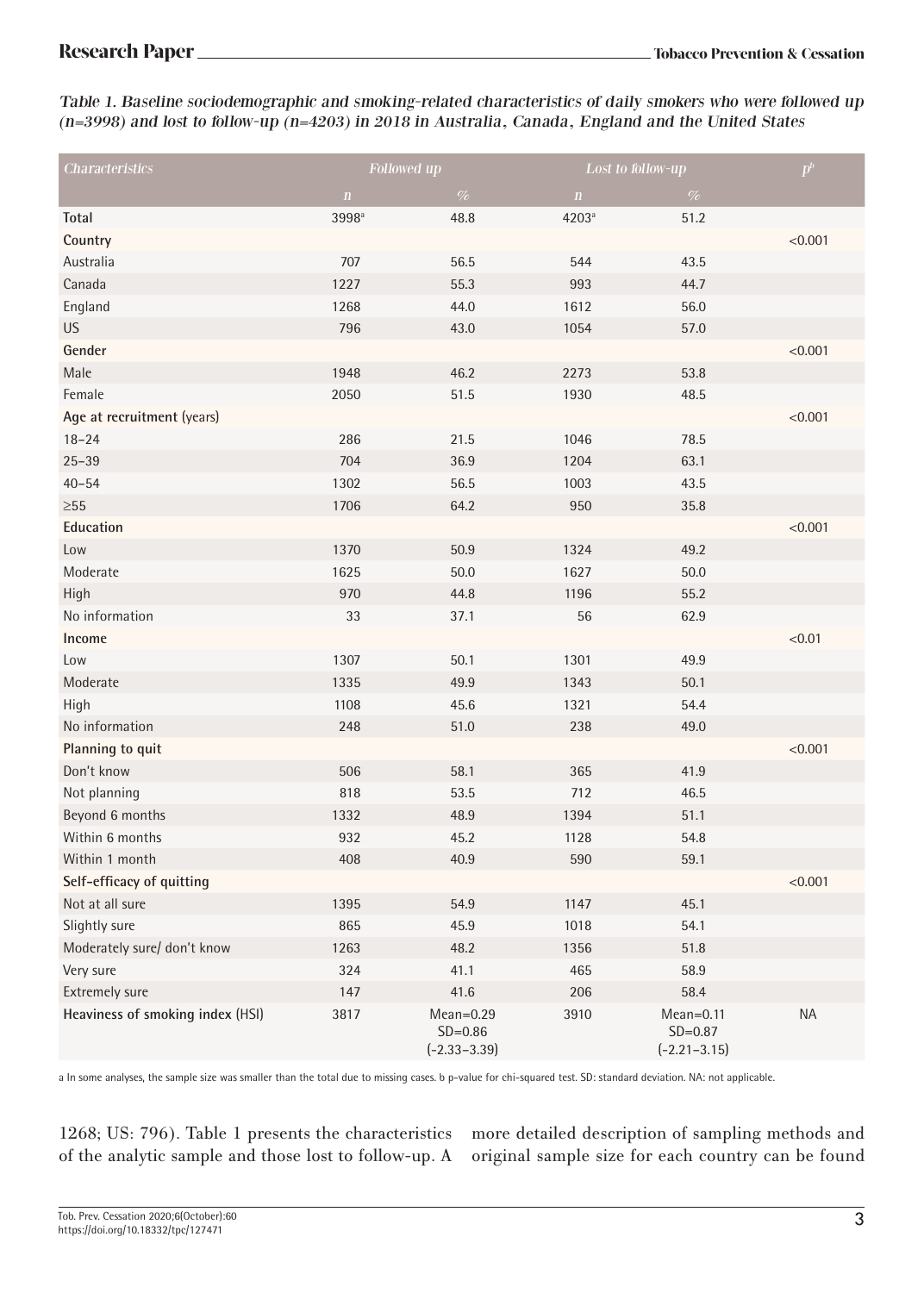*Table 1. Baseline sociodemographic and smoking-related characteristics of daily smokers who were followed up (n=3998) and lost to follow-up (n=4203) in 2018 in Australia, Canada, England and the United States*

| Characteristics | Followed up | | Lost to follow-up | | p[b] |
|---|---|---|---|---|---|
| | n | % | n | % | |
| **Total** | 3998[a] | 48.8 | 4203[a] | 51.2 | |
| **Country** | | | | | <0.001 |
| Australia | 707 | 56.5 | 544 | 43.5 | |
| Canada | 1227 | 55.3 | 993 | 44.7 | |
| England | 1268 | 44.0 | 1612 | 56.0 | |
| US | 796 | 43.0 | 1054 | 57.0 | |
| **Gender** | | | | | <0.001 |
| Male | 1948 | 46.2 | 2273 | 53.8 | |
| Female | 2050 | 51.5 | 1930 | 48.5 | |
| **Age at recruitment** (years) | | | | | <0.001 |
| 18–24 | 286 | 21.5 | 1046 | 78.5 | |
| 25–39 | 704 | 36.9 | 1204 | 63.1 | |
| 40–54 | 1302 | 56.5 | 1003 | 43.5 | |
| ≥55 | 1706 | 64.2 | 950 | 35.8 | |
| **Education** | | | | | <0.001 |
| Low | 1370 | 50.9 | 1324 | 49.2 | |
| Moderate | 1625 | 50.0 | 1627 | 50.0 | |
| High | 970 | 44.8 | 1196 | 55.2 | |
| No information | 33 | 37.1 | 56 | 62.9 | |
| **Income** | | | | | <0.01 |
| Low | 1307 | 50.1 | 1301 | 49.9 | |
| Moderate | 1335 | 49.9 | 1343 | 50.1 | |
| High | 1108 | 45.6 | 1321 | 54.4 | |
| No information | 248 | 51.0 | 238 | 49.0 | |
| **Planning to quit** | | | | | <0.001 |
| Don't know | 506 | 58.1 | 365 | 41.9 | |
| Not planning | 818 | 53.5 | 712 | 46.5 | |
| Beyond 6 months | 1332 | 48.9 | 1394 | 51.1 | |
| Within 6 months | 932 | 45.2 | 1128 | 54.8 | |
| Within 1 month | 408 | 40.9 | 590 | 59.1 | |
| **Self-efficacy of quitting** | | | | | <0.001 |
| Not at all sure | 1395 | 54.9 | 1147 | 45.1 | |
| Slightly sure | 865 | 45.9 | 1018 | 54.1 | |
| Moderately sure/ don't know | 1263 | 48.2 | 1356 | 51.8 | |
| Very sure | 324 | 41.1 | 465 | 58.9 | |
| Extremely sure | 147 | 41.6 | 206 | 58.4 | |
| **Heaviness of smoking index (HSI)** | 3817 | Mean=0.29 SD=0.86 (-2.33–3.39) | 3910 | Mean=0.11 SD=0.87 (-2.21–3.15) | NA |

a In some analyses, the sample size was smaller than the total due to missing cases. b p-value for chi-squared test. SD: standard deviation. NA: not applicable.

1268; US: 796). Table 1 presents the characteristics of the analytic sample and those lost to follow-up. A more detailed description of sampling methods and original sample size for each country can be found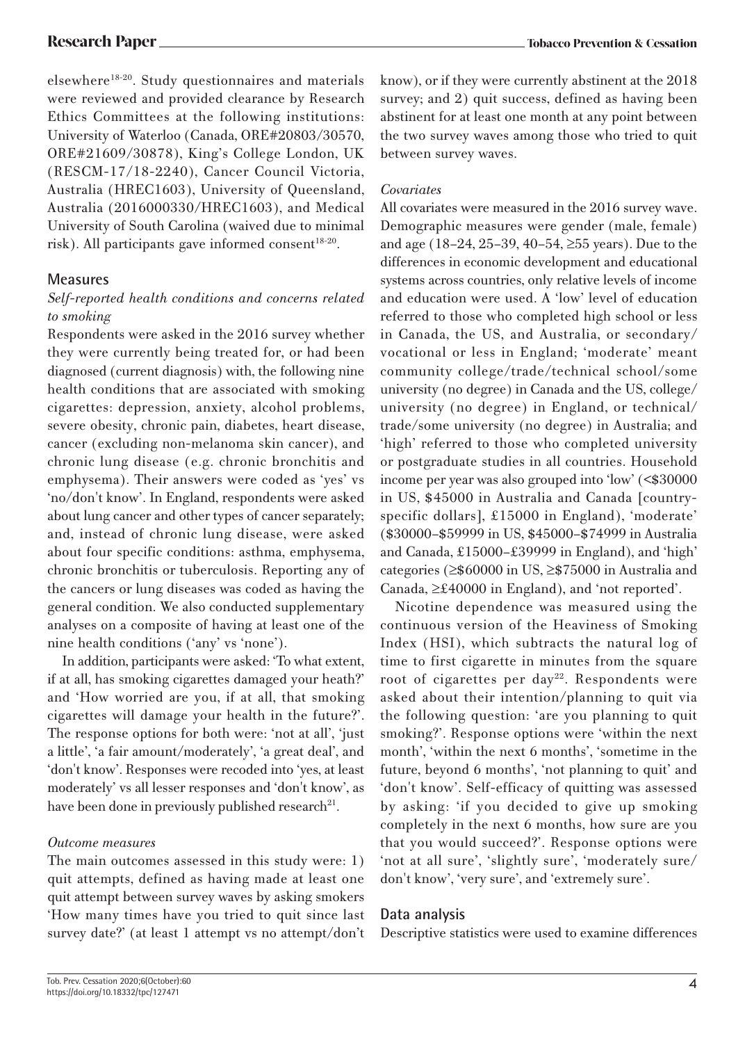elsewhere[18-20]. Study questionnaires and materials were reviewed and provided clearance by Research Ethics Committees at the following institutions: University of Waterloo (Canada, ORE#20803/30570, ORE#21609/30878), King's College London, UK (RESCM-17/18-2240), Cancer Council Victoria, Australia (HREC1603), University of Queensland, Australia (2016000330/HREC1603), and Medical University of South Carolina (waived due to minimal risk). All participants gave informed consent[18-20].

## Measures

### *Self-reported health conditions and concerns related to smoking*

Respondents were asked in the 2016 survey whether they were currently being treated for, or had been diagnosed (current diagnosis) with, the following nine health conditions that are associated with smoking cigarettes: depression, anxiety, alcohol problems, severe obesity, chronic pain, diabetes, heart disease, cancer (excluding non-melanoma skin cancer), and chronic lung disease (e.g. chronic bronchitis and emphysema). Their answers were coded as 'yes' vs 'no/don't know'. In England, respondents were asked about lung cancer and other types of cancer separately; and, instead of chronic lung disease, were asked about four specific conditions: asthma, emphysema, chronic bronchitis or tuberculosis. Reporting any of the cancers or lung diseases was coded as having the general condition. We also conducted supplementary analyses on a composite of having at least one of the nine health conditions ('any' vs 'none').

In addition, participants were asked: 'To what extent, if at all, has smoking cigarettes damaged your heath?' and 'How worried are you, if at all, that smoking cigarettes will damage your health in the future?'. The response options for both were: 'not at all', 'just a little', 'a fair amount/moderately', 'a great deal', and 'don't know'. Responses were recoded into 'yes, at least moderately' vs all lesser responses and 'don't know', as have been done in previously published research[21].

### *Outcome measures*

The main outcomes assessed in this study were: 1) quit attempts, defined as having made at least one quit attempt between survey waves by asking smokers 'How many times have you tried to quit since last survey date?' (at least 1 attempt vs no attempt/don't know), or if they were currently abstinent at the 2018 survey; and 2) quit success, defined as having been abstinent for at least one month at any point between the two survey waves among those who tried to quit between survey waves.

### *Covariates*

All covariates were measured in the 2016 survey wave. Demographic measures were gender (male, female) and age (18–24, 25–39, 40–54, ≥55 years). Due to the differences in economic development and educational systems across countries, only relative levels of income and education were used. A 'low' level of education referred to those who completed high school or less in Canada, the US, and Australia, or secondary/vocational or less in England; 'moderate' meant community college/trade/technical school/some university (no degree) in Canada and the US, college/university (no degree) in England, or technical/trade/some university (no degree) in Australia; and 'high' referred to those who completed university or postgraduate studies in all countries. Household income per year was also grouped into 'low' (<$30000 in US, $45000 in Australia and Canada [country-specific dollars], £15000 in England), 'moderate' ($30000–$59999 in US, $45000–$74999 in Australia and Canada, £15000–£39999 in England), and 'high' categories (≥$60000 in US, ≥$75000 in Australia and Canada, ≥£40000 in England), and 'not reported'.

Nicotine dependence was measured using the continuous version of the Heaviness of Smoking Index (HSI), which subtracts the natural log of time to first cigarette in minutes from the square root of cigarettes per day[22]. Respondents were asked about their intention/planning to quit via the following question: 'are you planning to quit smoking?'. Response options were 'within the next month', 'within the next 6 months', 'sometime in the future, beyond 6 months', 'not planning to quit' and 'don't know'. Self-efficacy of quitting was assessed by asking: 'if you decided to give up smoking completely in the next 6 months, how sure are you that you would succeed?'. Response options were 'not at all sure', 'slightly sure', 'moderately sure/don't know', 'very sure', and 'extremely sure'.

## Data analysis

Descriptive statistics were used to examine differences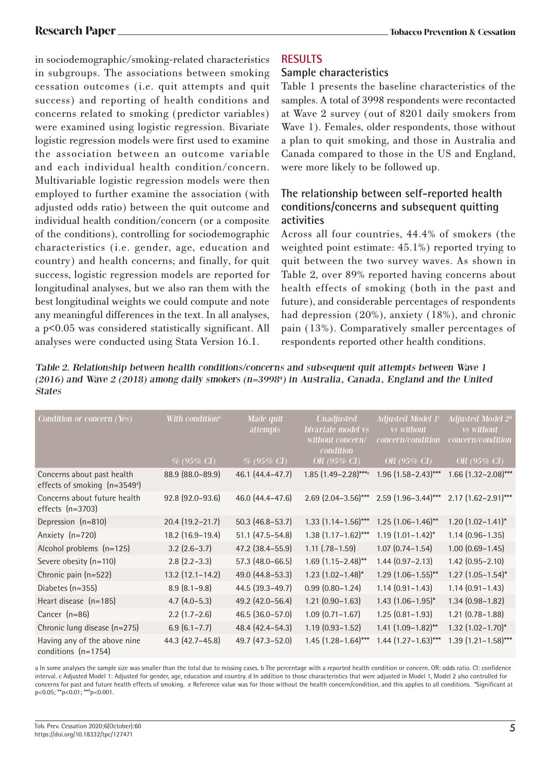in sociodemographic/smoking-related characteristics in subgroups. The associations between smoking cessation outcomes (i.e. quit attempts and quit success) and reporting of health conditions and concerns related to smoking (predictor variables) were examined using logistic regression. Bivariate logistic regression models were first used to examine the association between an outcome variable and each individual health condition/concern. Multivariable logistic regression models were then employed to further examine the association (with adjusted odds ratio) between the quit outcome and individual health condition/concern (or a composite of the conditions), controlling for sociodemographic characteristics (i.e. gender, age, education and country) and health concerns; and finally, for quit success, logistic regression models are reported for longitudinal analyses, but we also ran them with the best longitudinal weights we could compute and note any meaningful differences in the text. In all analyses, a p<0.05 was considered statistically significant. All analyses were conducted using Stata Version 16.1.

## RESULTS

### Sample characteristics

Table 1 presents the baseline characteristics of the samples. A total of 3998 respondents were recontacted at Wave 2 survey (out of 8201 daily smokers from Wave 1). Females, older respondents, those without a plan to quit smoking, and those in Australia and Canada compared to those in the US and England, were more likely to be followed up.

### The relationship between self-reported health conditions/concerns and subsequent quitting activities

Across all four countries, 44.4% of smokers (the weighted point estimate: 45.1%) reported trying to quit between the two survey waves. As shown in Table 2, over 89% reported having concerns about health effects of smoking (both in the past and future), and considerable percentages of respondents had depression (20%), anxiety (18%), and chronic pain (13%). Comparatively smaller percentages of respondents reported other health conditions.

*Table 2. Relationship between health conditions/concerns and subsequent quit attempts between Wave 1 (2016) and Wave 2 (2018) among daily smokers (n=3998[a]) in Australia, Canada, England and the United States*

| Condition or concern (Yes) | With condition[b] | Made quit attempts | Unadjusted bivariate model vs without concern/condition | Adjusted Model 1[c] vs without concern/condition | Adjusted Model 2[d] vs without concern/condition |
|---|---|---|---|---|---|
| | % (95% CI) | % (95% CI) | OR (95% CI) | OR (95% CI) | OR (95% CI) |
| Concerns about past health effects of smoking (n=3549[a]) | 88.9 (88.0–89.9) | 46.1 (44.4–47.7) | 1.85 (1.49–2.28)***[e] | 1.96 (1.58–2.43)*** | 1.66 (1.32–2.08)*** |
| Concerns about future health effects (n=3703) | 92.8 (92.0–93.6) | 46.0 (44.4–47.6) | 2.69 (2.04–3.56)*** | 2.59 (1.96–3.44)*** | 2.17 (1.62–2.91)*** |
| Depression (n=810) | 20.4 (19.2–21.7) | 50.3 (46.8–53.7) | 1.33 (1.14–1.56)*** | 1.25 (1.06–1.46)** | 1.20 (1.02–1.41)* |
| Anxiety (n=720) | 18.2 (16.9–19.4) | 51.1 (47.5–54.8) | 1.38 (1.17–1.62)*** | 1.19 (1.01–1.42)* | 1.14 (0.96–1.35) |
| Alcohol problems (n=125) | 3.2 (2.6–3.7) | 47.2 (38.4–55.9) | 1.11 (.78–1.59) | 1.07 (0.74–1.54) | 1.00 (0.69–1.45) |
| Severe obesity (n=110) | 2.8 (2.2–3.3) | 57.3 (48.0–66.5) | 1.69 (1.15–2.48)** | 1.44 (0.97–2.13) | 1.42 (0.95–2.10) |
| Chronic pain (n=522) | 13.2 (12.1–14.2) | 49.0 (44.8–53.3) | 1.23 (1.02–1.48)* | 1.29 (1.06–1.55)** | 1.27 (1.05–1.54)* |
| Diabetes (n=355) | 8.9 (8.1–9.8) | 44.5 (39.3–49.7) | 0.99 (0.80–1.24) | 1.14 (0.91–1.43) | 1.14 (0.91–1.43) |
| Heart disease (n=185) | 4.7 (4.0–5.3) | 49.2 (42.0–56.4) | 1.21 (0.90–1.63) | 1.43 (1.06–1.95)* | 1.34 (0.98–1.82) |
| Cancer (n=86) | 2.2 (1.7–2.6) | 46.5 (36.0–57.0) | 1.09 (0.71–1.67) | 1.25 (0.81–1.93) | 1.21 (0.78–1.88) |
| Chronic lung disease (n=275) | 6.9 (6.1–7.7) | 48.4 (42.4–54.3) | 1.19 (0.93–1.52) | 1.41 (1.09–1.82)** | 1.32 (1.02–1.70)* |
| Having any of the above nine conditions (n=1754) | 44.3 (42.7–45.8) | 49.7 (47.3–52.0) | 1.45 (1.28–1.64)*** | 1.44 (1.27–1.63)*** | 1.39 (1.21–1.58)*** |

a In some analyses the sample size was smaller than the total due to missing cases. b The percentage with a reported health condition or concern. OR: odds ratio. CI: confidence interval. c Adjusted Model 1: Adjusted for gender, age, education and country. d In addition to those characteristics that were adjusted in Model 1, Model 2 also controlled for concerns for past and future health effects of smoking. e Reference value was for those without the health concern/condition, and this applies to all conditions. *Significant at p<0.05; **p<0.01; ***p<0.001.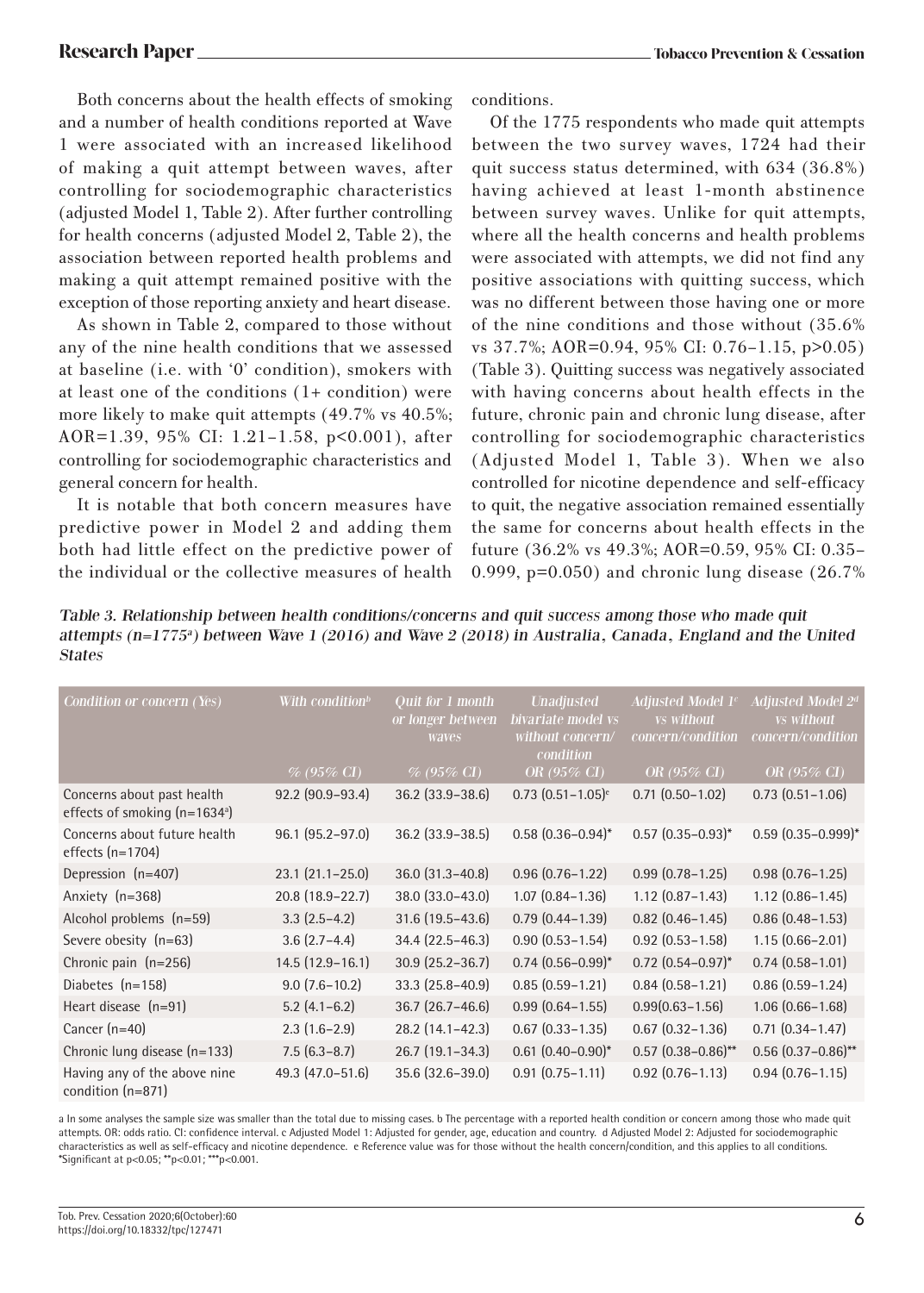Both concerns about the health effects of smoking and a number of health conditions reported at Wave 1 were associated with an increased likelihood of making a quit attempt between waves, after controlling for sociodemographic characteristics (adjusted Model 1, Table 2). After further controlling for health concerns (adjusted Model 2, Table 2), the association between reported health problems and making a quit attempt remained positive with the exception of those reporting anxiety and heart disease.

As shown in Table 2, compared to those without any of the nine health conditions that we assessed at baseline (i.e. with '0' condition), smokers with at least one of the conditions (1+ condition) were more likely to make quit attempts (49.7% vs 40.5%; AOR=1.39, 95% CI: 1.21–1.58, p<0.001), after controlling for sociodemographic characteristics and general concern for health.

It is notable that both concern measures have predictive power in Model 2 and adding them both had little effect on the predictive power of the individual or the collective measures of health conditions.

Of the 1775 respondents who made quit attempts between the two survey waves, 1724 had their quit success status determined, with 634 (36.8%) having achieved at least 1-month abstinence between survey waves. Unlike for quit attempts, where all the health concerns and health problems were associated with attempts, we did not find any positive associations with quitting success, which was no different between those having one or more of the nine conditions and those without (35.6% vs 37.7%; AOR=0.94, 95% CI: 0.76–1.15, p>0.05) (Table 3). Quitting success was negatively associated with having concerns about health effects in the future, chronic pain and chronic lung disease, after controlling for sociodemographic characteristics (Adjusted Model 1, Table 3). When we also controlled for nicotine dependence and self-efficacy to quit, the negative association remained essentially the same for concerns about health effects in the future (36.2% vs 49.3%; AOR=0.59, 95% CI: 0.35–0.999, p=0.050) and chronic lung disease (26.7%

*Table 3. Relationship between health conditions/concerns and quit success among those who made quit attempts (n=1775[a]) between Wave 1 (2016) and Wave 2 (2018) in Australia, Canada, England and the United States*

| Condition or concern (Yes) | With condition[b] | Quit for 1 month or longer between waves | Unadjusted bivariate model vs without concern/ condition | Adjusted Model 1[c] vs without concern/condition | Adjusted Model 2[d] vs without concern/condition |
|---|---|---|---|---|---|
| | % (95% CI) | % (95% CI) | OR (95% CI) | OR (95% CI) | OR (95% CI) |
| Concerns about past health effects of smoking (n=1634[a]) | 92.2 (90.9–93.4) | 36.2 (33.9–38.6) | 0.73 (0.51–1.05)[e] | 0.71 (0.50–1.02) | 0.73 (0.51–1.06) |
| Concerns about future health effects (n=1704) | 96.1 (95.2–97.0) | 36.2 (33.9–38.5) | 0.58 (0.36–0.94)* | 0.57 (0.35–0.93)* | 0.59 (0.35–0.999)* |
| Depression (n=407) | 23.1 (21.1–25.0) | 36.0 (31.3–40.8) | 0.96 (0.76–1.22) | 0.99 (0.78–1.25) | 0.98 (0.76–1.25) |
| Anxiety (n=368) | 20.8 (18.9–22.7) | 38.0 (33.0–43.0) | 1.07 (0.84–1.36) | 1.12 (0.87–1.43) | 1.12 (0.86–1.45) |
| Alcohol problems (n=59) | 3.3 (2.5–4.2) | 31.6 (19.5–43.6) | 0.79 (0.44–1.39) | 0.82 (0.46–1.45) | 0.86 (0.48–1.53) |
| Severe obesity (n=63) | 3.6 (2.7–4.4) | 34.4 (22.5–46.3) | 0.90 (0.53–1.54) | 0.92 (0.53–1.58) | 1.15 (0.66–2.01) |
| Chronic pain (n=256) | 14.5 (12.9–16.1) | 30.9 (25.2–36.7) | 0.74 (0.56–0.99)* | 0.72 (0.54–0.97)* | 0.74 (0.58–1.01) |
| Diabetes (n=158) | 9.0 (7.6–10.2) | 33.3 (25.8–40.9) | 0.85 (0.59–1.21) | 0.84 (0.58–1.21) | 0.86 (0.59–1.24) |
| Heart disease (n=91) | 5.2 (4.1–6.2) | 36.7 (26.7–46.6) | 0.99 (0.64–1.55) | 0.99(0.63–1.56) | 1.06 (0.66–1.68) |
| Cancer (n=40) | 2.3 (1.6–2.9) | 28.2 (14.1–42.3) | 0.67 (0.33–1.35) | 0.67 (0.32–1.36) | 0.71 (0.34–1.47) |
| Chronic lung disease (n=133) | 7.5 (6.3–8.7) | 26.7 (19.1–34.3) | 0.61 (0.40–0.90)* | 0.57 (0.38–0.86)** | 0.56 (0.37–0.86)** |
| Having any of the above nine condition (n=871) | 49.3 (47.0–51.6) | 35.6 (32.6–39.0) | 0.91 (0.75–1.11) | 0.92 (0.76–1.13) | 0.94 (0.76–1.15) |

a In some analyses the sample size was smaller than the total due to missing cases. b The percentage with a reported health condition or concern among those who made quit attempts. OR: odds ratio. CI: confidence interval. c Adjusted Model 1: Adjusted for gender, age, education and country. d Adjusted Model 2: Adjusted for sociodemographic characteristics as well as self-efficacy and nicotine dependence. e Reference value was for those without the health concern/condition, and this applies to all conditions. *Significant at p<0.05; **p<0.01; ***p<0.001.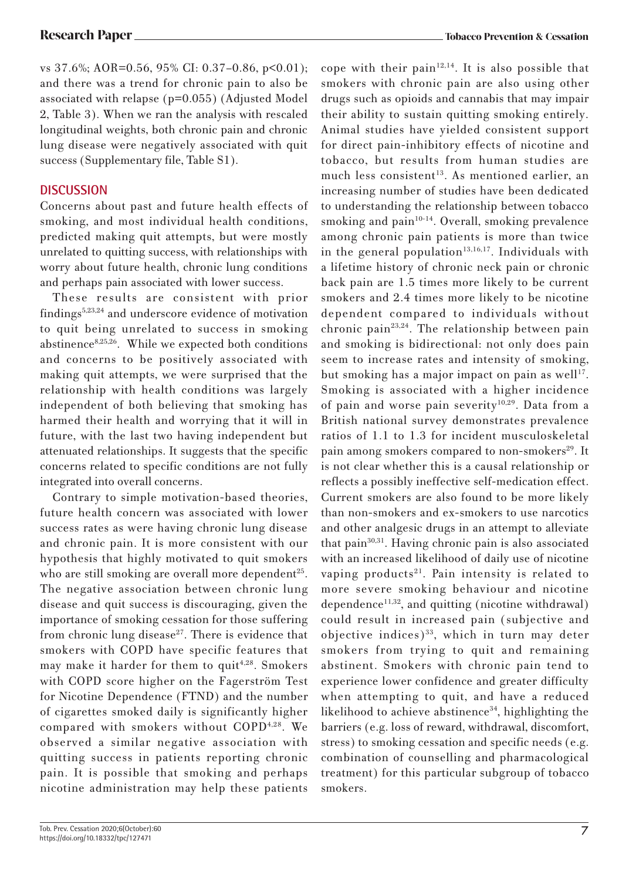vs 37.6%; AOR=0.56, 95% CI: 0.37–0.86, p<0.01); and there was a trend for chronic pain to also be associated with relapse (p=0.055) (Adjusted Model 2, Table 3). When we ran the analysis with rescaled longitudinal weights, both chronic pain and chronic lung disease were negatively associated with quit success (Supplementary file, Table S1).

## DISCUSSION

Concerns about past and future health effects of smoking, and most individual health conditions, predicted making quit attempts, but were mostly unrelated to quitting success, with relationships with worry about future health, chronic lung conditions and perhaps pain associated with lower success.

These results are consistent with prior findings[5,23,24] and underscore evidence of motivation to quit being unrelated to success in smoking abstinence[8,25,26]. While we expected both conditions and concerns to be positively associated with making quit attempts, we were surprised that the relationship with health conditions was largely independent of both believing that smoking has harmed their health and worrying that it will in future, with the last two having independent but attenuated relationships. It suggests that the specific concerns related to specific conditions are not fully integrated into overall concerns.

Contrary to simple motivation-based theories, future health concern was associated with lower success rates as were having chronic lung disease and chronic pain. It is more consistent with our hypothesis that highly motivated to quit smokers who are still smoking are overall more dependent[25]. The negative association between chronic lung disease and quit success is discouraging, given the importance of smoking cessation for those suffering from chronic lung disease[27]. There is evidence that smokers with COPD have specific features that may make it harder for them to quit[4,28]. Smokers with COPD score higher on the Fagerström Test for Nicotine Dependence (FTND) and the number of cigarettes smoked daily is significantly higher compared with smokers without COPD[4,28]. We observed a similar negative association with quitting success in patients reporting chronic pain. It is possible that smoking and perhaps nicotine administration may help these patients cope with their pain[12,14]. It is also possible that smokers with chronic pain are also using other drugs such as opioids and cannabis that may impair their ability to sustain quitting smoking entirely. Animal studies have yielded consistent support for direct pain-inhibitory effects of nicotine and tobacco, but results from human studies are much less consistent[13]. As mentioned earlier, an increasing number of studies have been dedicated to understanding the relationship between tobacco smoking and pain[10-14]. Overall, smoking prevalence among chronic pain patients is more than twice in the general population[13,16,17]. Individuals with a lifetime history of chronic neck pain or chronic back pain are 1.5 times more likely to be current smokers and 2.4 times more likely to be nicotine dependent compared to individuals without chronic pain[23,24]. The relationship between pain and smoking is bidirectional: not only does pain seem to increase rates and intensity of smoking, but smoking has a major impact on pain as well[17]. Smoking is associated with a higher incidence of pain and worse pain severity[10,29]. Data from a British national survey demonstrates prevalence ratios of 1.1 to 1.3 for incident musculoskeletal pain among smokers compared to non-smokers[29]. It is not clear whether this is a causal relationship or reflects a possibly ineffective self-medication effect. Current smokers are also found to be more likely than non-smokers and ex-smokers to use narcotics and other analgesic drugs in an attempt to alleviate that pain[30,31]. Having chronic pain is also associated with an increased likelihood of daily use of nicotine vaping products[21]. Pain intensity is related to more severe smoking behaviour and nicotine dependence[11,32], and quitting (nicotine withdrawal) could result in increased pain (subjective and objective indices)[33], which in turn may deter smokers from trying to quit and remaining abstinent. Smokers with chronic pain tend to experience lower confidence and greater difficulty when attempting to quit, and have a reduced likelihood to achieve abstinence[34], highlighting the barriers (e.g. loss of reward, withdrawal, discomfort, stress) to smoking cessation and specific needs (e.g. combination of counselling and pharmacological treatment) for this particular subgroup of tobacco smokers.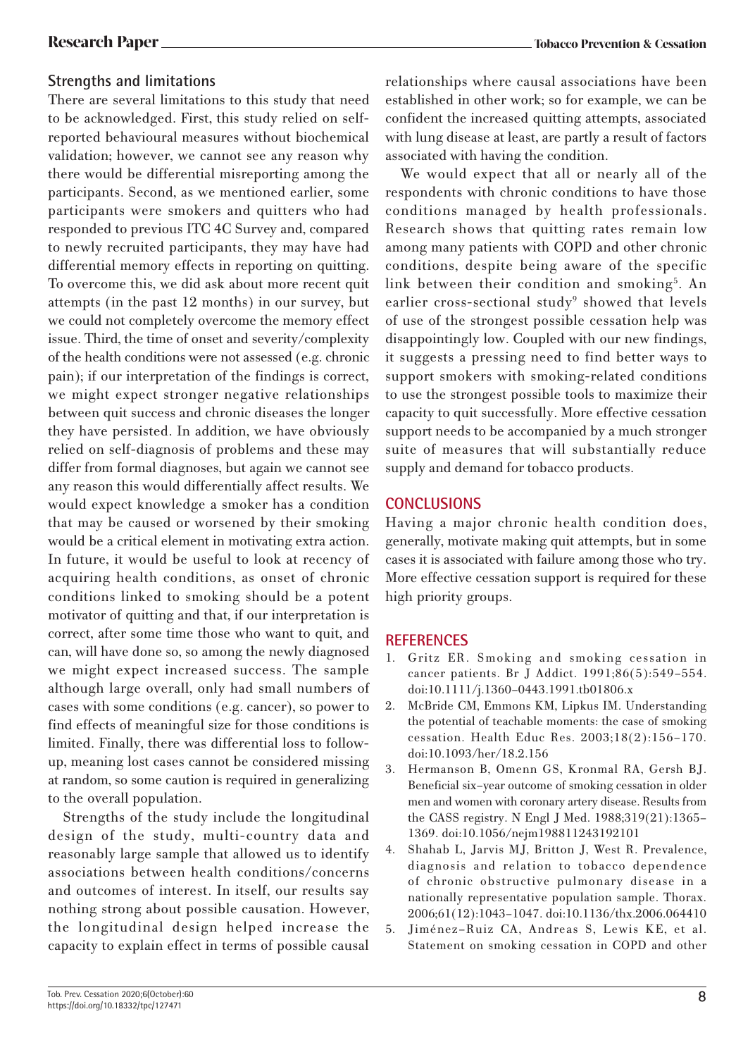### Strengths and limitations

There are several limitations to this study that need to be acknowledged. First, this study relied on self-reported behavioural measures without biochemical validation; however, we cannot see any reason why there would be differential misreporting among the participants. Second, as we mentioned earlier, some participants were smokers and quitters who had responded to previous ITC 4C Survey and, compared to newly recruited participants, they may have had differential memory effects in reporting on quitting. To overcome this, we did ask about more recent quit attempts (in the past 12 months) in our survey, but we could not completely overcome the memory effect issue. Third, the time of onset and severity/complexity of the health conditions were not assessed (e.g. chronic pain); if our interpretation of the findings is correct, we might expect stronger negative relationships between quit success and chronic diseases the longer they have persisted. In addition, we have obviously relied on self-diagnosis of problems and these may differ from formal diagnoses, but again we cannot see any reason this would differentially affect results. We would expect knowledge a smoker has a condition that may be caused or worsened by their smoking would be a critical element in motivating extra action. In future, it would be useful to look at recency of acquiring health conditions, as onset of chronic conditions linked to smoking should be a potent motivator of quitting and that, if our interpretation is correct, after some time those who want to quit, and can, will have done so, so among the newly diagnosed we might expect increased success. The sample although large overall, only had small numbers of cases with some conditions (e.g. cancer), so power to find effects of meaningful size for those conditions is limited. Finally, there was differential loss to follow-up, meaning lost cases cannot be considered missing at random, so some caution is required in generalizing to the overall population.

Strengths of the study include the longitudinal design of the study, multi-country data and reasonably large sample that allowed us to identify associations between health conditions/concerns and outcomes of interest. In itself, our results say nothing strong about possible causation. However, the longitudinal design helped increase the capacity to explain effect in terms of possible causal relationships where causal associations have been established in other work; so for example, we can be confident the increased quitting attempts, associated with lung disease at least, are partly a result of factors associated with having the condition.

We would expect that all or nearly all of the respondents with chronic conditions to have those conditions managed by health professionals. Research shows that quitting rates remain low among many patients with COPD and other chronic conditions, despite being aware of the specific link between their condition and smoking[5]. An earlier cross-sectional study[9] showed that levels of use of the strongest possible cessation help was disappointingly low. Coupled with our new findings, it suggests a pressing need to find better ways to support smokers with smoking-related conditions to use the strongest possible tools to maximize their capacity to quit successfully. More effective cessation support needs to be accompanied by a much stronger suite of measures that will substantially reduce supply and demand for tobacco products.

## CONCLUSIONS

Having a major chronic health condition does, generally, motivate making quit attempts, but in some cases it is associated with failure among those who try. More effective cessation support is required for these high priority groups.

## REFERENCES

1. Gritz ER. Smoking and smoking cessation in cancer patients. Br J Addict. 1991;86(5):549-554. doi:10.1111/j.1360-0443.1991.tb01806.x
2. McBride CM, Emmons KM, Lipkus IM. Understanding the potential of teachable moments: the case of smoking cessation. Health Educ Res. 2003;18(2):156-170. doi:10.1093/her/18.2.156
3. Hermanson B, Omenn GS, Kronmal RA, Gersh BJ. Beneficial six-year outcome of smoking cessation in older men and women with coronary artery disease. Results from the CASS registry. N Engl J Med. 1988;319(21):1365-1369. doi:10.1056/nejm198811243192101
4. Shahab L, Jarvis MJ, Britton J, West R. Prevalence, diagnosis and relation to tobacco dependence of chronic obstructive pulmonary disease in a nationally representative population sample. Thorax. 2006;61(12):1043-1047. doi:10.1136/thx.2006.064410
5. Jiménez-Ruiz CA, Andreas S, Lewis KE, et al. Statement on smoking cessation in COPD and other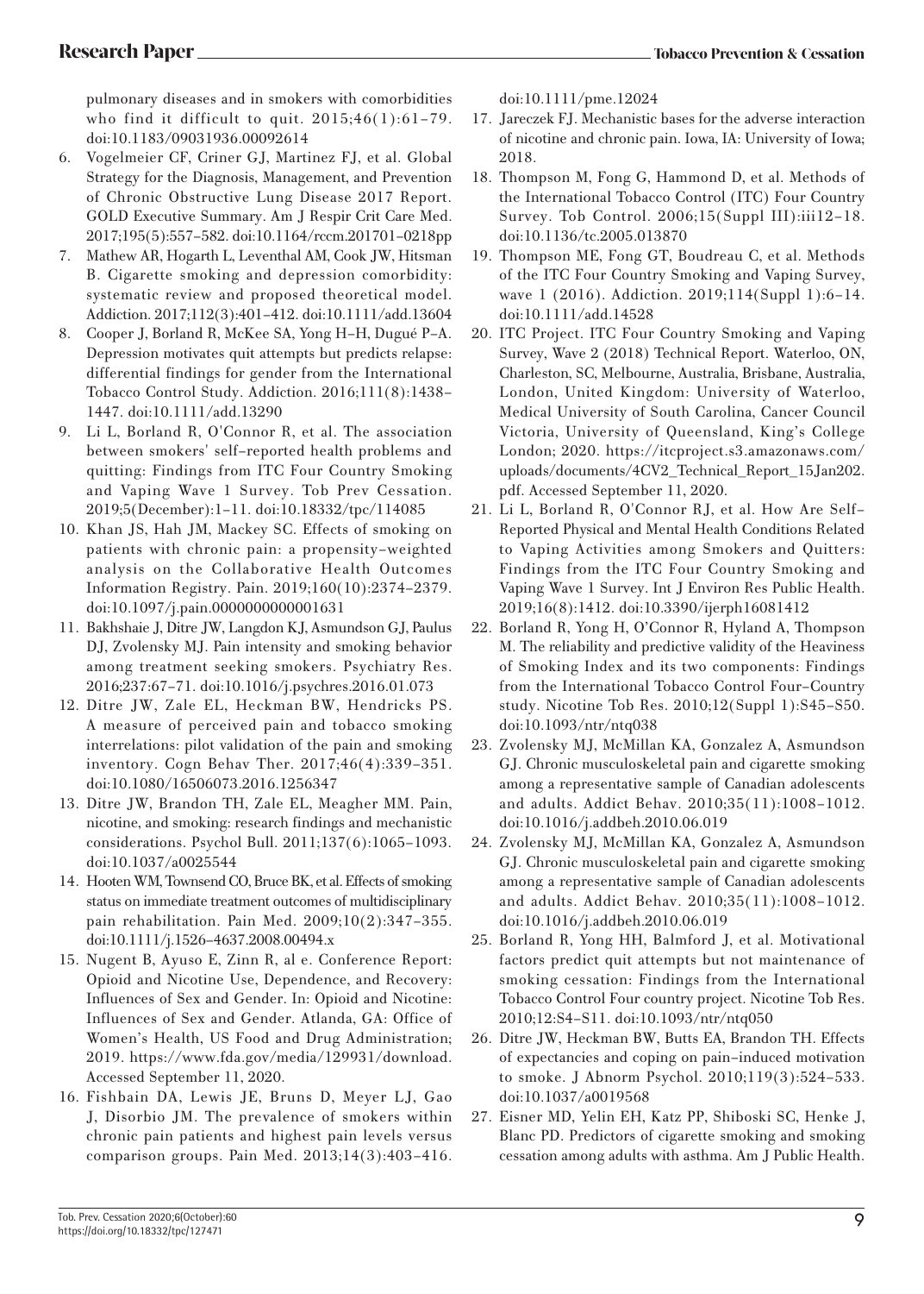pulmonary diseases and in smokers with comorbidities who find it difficult to quit. 2015;46(1):61-79. doi:10.1183/09031936.00092614

6. Vogelmeier CF, Criner GJ, Martinez FJ, et al. Global Strategy for the Diagnosis, Management, and Prevention of Chronic Obstructive Lung Disease 2017 Report. GOLD Executive Summary. Am J Respir Crit Care Med. 2017;195(5):557-582. doi:10.1164/rccm.201701-0218pp
7. Mathew AR, Hogarth L, Leventhal AM, Cook JW, Hitsman B. Cigarette smoking and depression comorbidity: systematic review and proposed theoretical model. Addiction. 2017;112(3):401-412. doi:10.1111/add.13604
8. Cooper J, Borland R, McKee SA, Yong H-H, Dugué P-A. Depression motivates quit attempts but predicts relapse: differential findings for gender from the International Tobacco Control Study. Addiction. 2016;111(8):1438-1447. doi:10.1111/add.13290
9. Li L, Borland R, O'Connor R, et al. The association between smokers' self-reported health problems and quitting: Findings from ITC Four Country Smoking and Vaping Wave 1 Survey. Tob Prev Cessation. 2019;5(December):1-11. doi:10.18332/tpc/114085
10. Khan JS, Hah JM, Mackey SC. Effects of smoking on patients with chronic pain: a propensity-weighted analysis on the Collaborative Health Outcomes Information Registry. Pain. 2019;160(10):2374-2379. doi:10.1097/j.pain.0000000000001631
11. Bakhshaie J, Ditre JW, Langdon KJ, Asmundson GJ, Paulus DJ, Zvolensky MJ. Pain intensity and smoking behavior among treatment seeking smokers. Psychiatry Res. 2016;237:67-71. doi:10.1016/j.psychres.2016.01.073
12. Ditre JW, Zale EL, Heckman BW, Hendricks PS. A measure of perceived pain and tobacco smoking interrelations: pilot validation of the pain and smoking inventory. Cogn Behav Ther. 2017;46(4):339-351. doi:10.1080/16506073.2016.1256347
13. Ditre JW, Brandon TH, Zale EL, Meagher MM. Pain, nicotine, and smoking: research findings and mechanistic considerations. Psychol Bull. 2011;137(6):1065-1093. doi:10.1037/a0025544
14. Hooten WM, Townsend CO, Bruce BK, et al. Effects of smoking status on immediate treatment outcomes of multidisciplinary pain rehabilitation. Pain Med. 2009;10(2):347-355. doi:10.1111/j.1526-4637.2008.00494.x
15. Nugent B, Ayuso E, Zinn R, al e. Conference Report: Opioid and Nicotine Use, Dependence, and Recovery: Influences of Sex and Gender. In: Opioid and Nicotine: Influences of Sex and Gender. Atlanda, GA: Office of Women's Health, US Food and Drug Administration; 2019. https://www.fda.gov/media/129931/download. Accessed September 11, 2020.
16. Fishbain DA, Lewis JE, Bruns D, Meyer LJ, Gao J, Disorbio JM. The prevalence of smokers within chronic pain patients and highest pain levels versus comparison groups. Pain Med. 2013;14(3):403-416. doi:10.1111/pme.12024
17. Jareczek FJ. Mechanistic bases for the adverse interaction of nicotine and chronic pain. Iowa, IA: University of Iowa; 2018.
18. Thompson M, Fong G, Hammond D, et al. Methods of the International Tobacco Control (ITC) Four Country Survey. Tob Control. 2006;15(Suppl III):iii12-18. doi:10.1136/tc.2005.013870
19. Thompson ME, Fong GT, Boudreau C, et al. Methods of the ITC Four Country Smoking and Vaping Survey, wave 1 (2016). Addiction. 2019;114(Suppl 1):6-14. doi:10.1111/add.14528
20. ITC Project. ITC Four Country Smoking and Vaping Survey, Wave 2 (2018) Technical Report. Waterloo, ON, Charleston, SC, Melbourne, Australia, Brisbane, Australia, London, United Kingdom: University of Waterloo, Medical University of South Carolina, Cancer Council Victoria, University of Queensland, King's College London; 2020. https://itcproject.s3.amazonaws.com/uploads/documents/4CV2_Technical_Report_15Jan202.pdf. Accessed September 11, 2020.
21. Li L, Borland R, O'Connor RJ, et al. How Are Self-Reported Physical and Mental Health Conditions Related to Vaping Activities among Smokers and Quitters: Findings from the ITC Four Country Smoking and Vaping Wave 1 Survey. Int J Environ Res Public Health. 2019;16(8):1412. doi:10.3390/ijerph16081412
22. Borland R, Yong H, O'Connor R, Hyland A, Thompson M. The reliability and predictive validity of the Heaviness of Smoking Index and its two components: Findings from the International Tobacco Control Four-Country study. Nicotine Tob Res. 2010;12(Suppl 1):S45-S50. doi:10.1093/ntr/ntq038
23. Zvolensky MJ, McMillan KA, Gonzalez A, Asmundson GJ. Chronic musculoskeletal pain and cigarette smoking among a representative sample of Canadian adolescents and adults. Addict Behav. 2010;35(11):1008-1012. doi:10.1016/j.addbeh.2010.06.019
24. Zvolensky MJ, McMillan KA, Gonzalez A, Asmundson GJ. Chronic musculoskeletal pain and cigarette smoking among a representative sample of Canadian adolescents and adults. Addict Behav. 2010;35(11):1008-1012. doi:10.1016/j.addbeh.2010.06.019
25. Borland R, Yong HH, Balmford J, et al. Motivational factors predict quit attempts but not maintenance of smoking cessation: Findings from the International Tobacco Control Four country project. Nicotine Tob Res. 2010;12:S4-S11. doi:10.1093/ntr/ntq050
26. Ditre JW, Heckman BW, Butts EA, Brandon TH. Effects of expectancies and coping on pain-induced motivation to smoke. J Abnorm Psychol. 2010;119(3):524-533. doi:10.1037/a0019568
27. Eisner MD, Yelin EH, Katz PP, Shiboski SC, Henke J, Blanc PD. Predictors of cigarette smoking and smoking cessation among adults with asthma. Am J Public Health.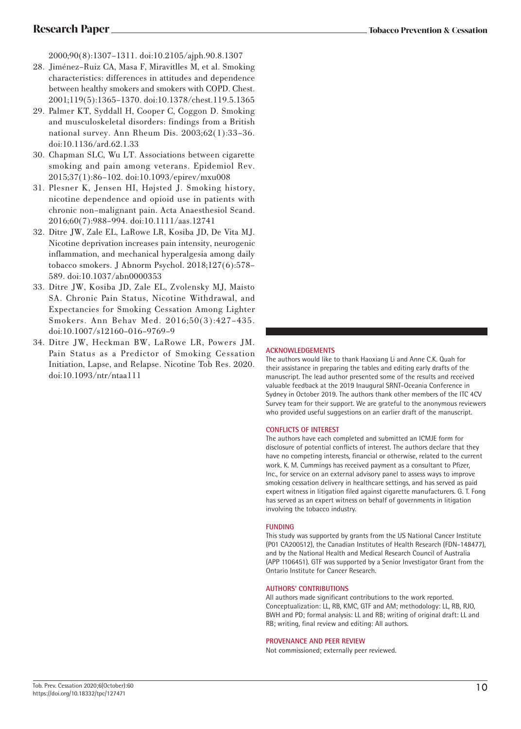2000;90(8):1307-1311. doi:10.2105/ajph.90.8.1307

28. Jiménez-Ruiz CA, Masa F, Miravitlles M, et al. Smoking characteristics: differences in attitudes and dependence between healthy smokers and smokers with COPD. Chest. 2001;119(5):1365-1370. doi:10.1378/chest.119.5.1365
29. Palmer KT, Syddall H, Cooper C, Coggon D. Smoking and musculoskeletal disorders: findings from a British national survey. Ann Rheum Dis. 2003;62(1):33-36. doi:10.1136/ard.62.1.33
30. Chapman SLC, Wu LT. Associations between cigarette smoking and pain among veterans. Epidemiol Rev. 2015;37(1):86-102. doi:10.1093/epirev/mxu008
31. Plesner K, Jensen HI, Højsted J. Smoking history, nicotine dependence and opioid use in patients with chronic non-malignant pain. Acta Anaesthesiol Scand. 2016;60(7):988-994. doi:10.1111/aas.12741
32. Ditre JW, Zale EL, LaRowe LR, Kosiba JD, De Vita MJ. Nicotine deprivation increases pain intensity, neurogenic inflammation, and mechanical hyperalgesia among daily tobacco smokers. J Abnorm Psychol. 2018;127(6):578-589. doi:10.1037/abn0000353
33. Ditre JW, Kosiba JD, Zale EL, Zvolensky MJ, Maisto SA. Chronic Pain Status, Nicotine Withdrawal, and Expectancies for Smoking Cessation Among Lighter Smokers. Ann Behav Med. 2016;50(3):427-435. doi:10.1007/s12160-016-9769-9
34. Ditre JW, Heckman BW, LaRowe LR, Powers JM. Pain Status as a Predictor of Smoking Cessation Initiation, Lapse, and Relapse. Nicotine Tob Res. 2020. doi:10.1093/ntr/ntaa111

#### ACKNOWLEDGEMENTS

The authors would like to thank Haoxiang Li and Anne C.K. Quah for their assistance in preparing the tables and editing early drafts of the manuscript. The lead author presented some of the results and received valuable feedback at the 2019 Inaugural SRNT-Oceania Conference in Sydney in October 2019. The authors thank other members of the ITC 4CV Survey team for their support. We are grateful to the anonymous reviewers who provided useful suggestions on an earlier draft of the manuscript.

#### CONFLICTS OF INTEREST

The authors have each completed and submitted an ICMJE form for disclosure of potential conflicts of interest. The authors declare that they have no competing interests, financial or otherwise, related to the current work. K. M. Cummings has received payment as a consultant to Pfizer, Inc., for service on an external advisory panel to assess ways to improve smoking cessation delivery in healthcare settings, and has served as paid expert witness in litigation filed against cigarette manufacturers. G. T. Fong has served as an expert witness on behalf of governments in litigation involving the tobacco industry.

#### FUNDING

This study was supported by grants from the US National Cancer Institute (P01 CA200512), the Canadian Institutes of Health Research (FDN-148477), and by the National Health and Medical Research Council of Australia (APP 1106451). GTF was supported by a Senior Investigator Grant from the Ontario Institute for Cancer Research.

#### AUTHORS' CONTRIBUTIONS

All authors made significant contributions to the work reported. Conceptualization: LL, RB, KMC, GTF and AM; methodology: LL, RB, RJO, BWH and PD; formal analysis: LL and RB; writing of original draft: LL and RB; writing, final review and editing: All authors.

#### PROVENANCE AND PEER REVIEW

Not commissioned; externally peer reviewed.